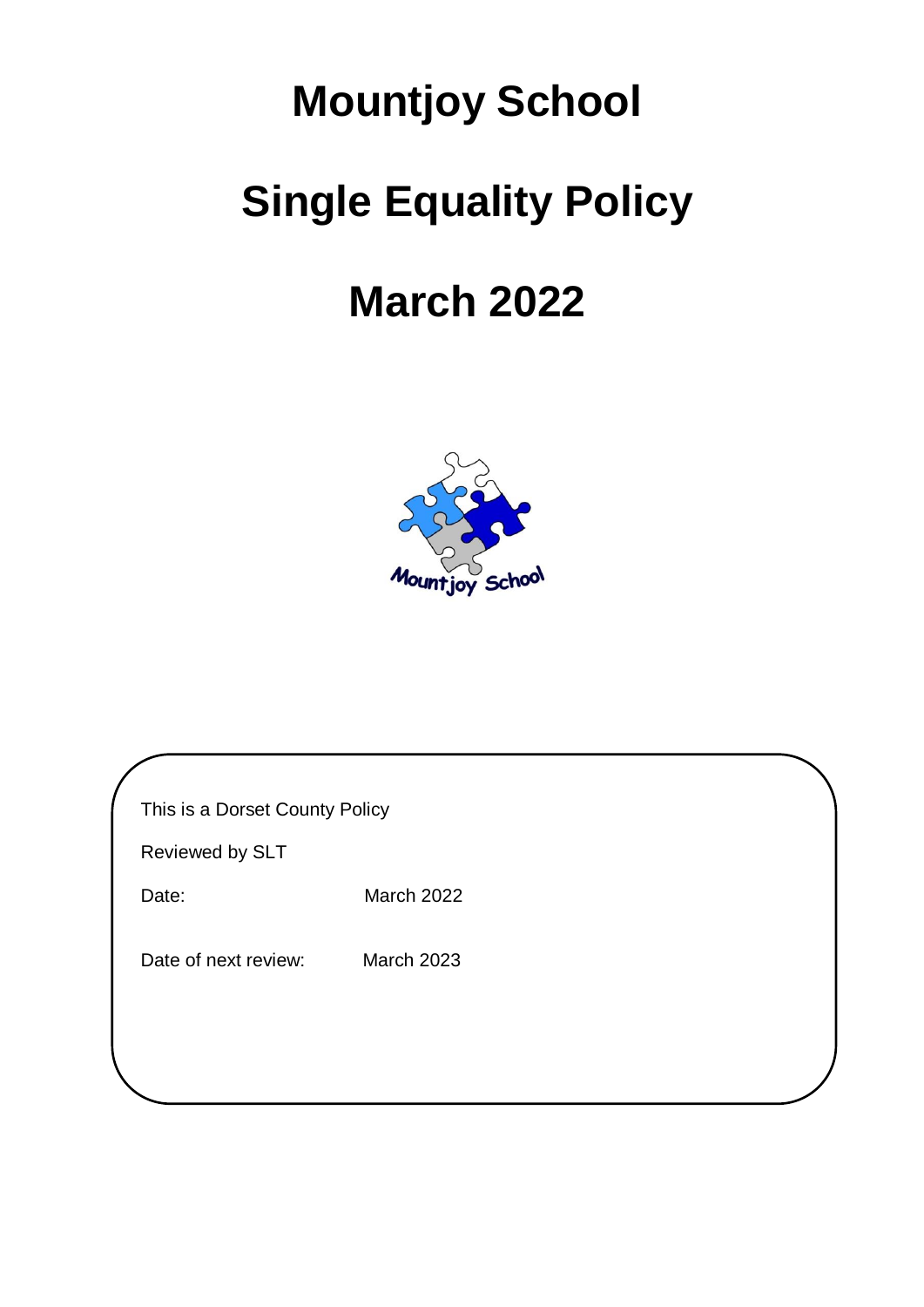# Mountjoy School

# Single Equality Policy

# March 2022

This is a Dorset County Policy

Reviewed by SLT

Date: March 2022

Date of next review: March 2023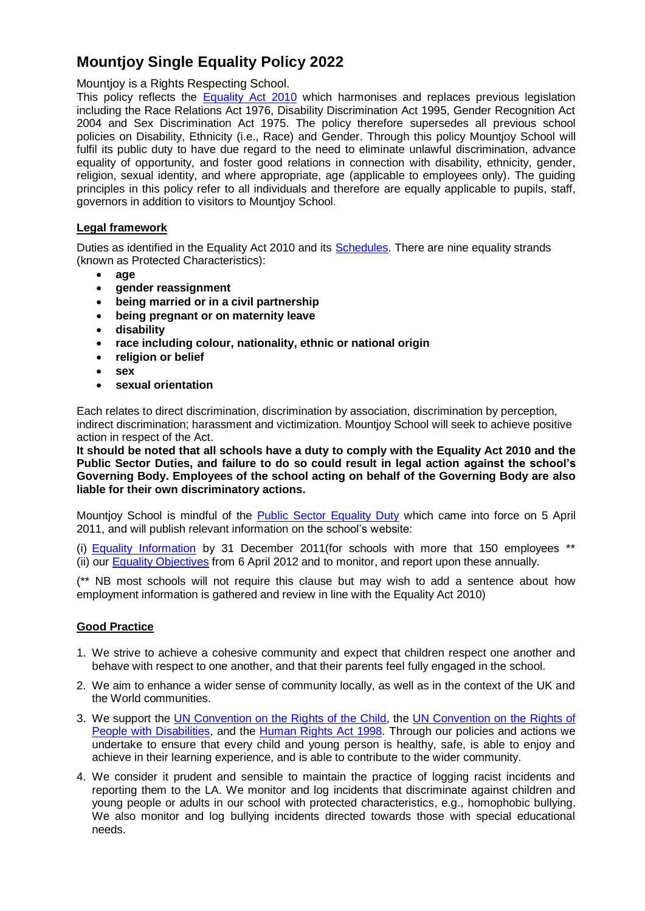# Mountjoy Single Equality Policy 2022

Mountjoy is a Rights Respecting School.

This policy reflects the Equality Act 2010 which harmonises and replaces previous legislation including the Race Relations Act 1976, Disability Discrimination Act 1995, Gender Recognition Act 2004 and Sex Discrimination Act 1975. The policy therefore supersedes all previous school policies on Disability, Ethnicity (i.e., Race) and Gender. Through this policy Mountjoy School will fulfil its public duty to have due regard to the need to eliminate unlawful discrimination, advance equality of opportunity, and foster good relations in connection with disability, ethnicity, gender, religion, sexual identity, and where appropriate, age (applicable to employees only). The guiding principles in this policy refer to all individuals and therefore are equally applicable to pupils, staff, governors in addition to visitors to Mountjoy School.

## Legal framework

Duties as identified in the Equality Act 2010 and its Schedules. There are nine equality strands (known as Protected Characteristics):

- **age**
- **gender reassignment**
- **being married or in a civil partnership**
- **being pregnant or on maternity leave**
- **disability**
- **race including colour, nationality, ethnic or national origin**
- **religion or belief**
- **sex**
- **sexual orientation**

Each relates to direct discrimination, discrimination by association, discrimination by perception, indirect discrimination; harassment and victimization. Mountjoy School will seek to achieve positive action in respect of the Act.

**It should be noted that all schools have a duty to comply with the Equality Act 2010 and the Public Sector Duties, and failure to do so could result in legal action against the school's Governing Body. Employees of the school acting on behalf of the Governing Body are also liable for their own discriminatory actions.**

Mountjoy School is mindful of the Public Sector Equality Duty which came into force on 5 April 2011, and will publish relevant information on the school's website:

(i) Equality Information by 31 December 2011(for schools with more that 150 employees **
(ii) our Equality Objectives from 6 April 2012 and to monitor, and report upon these annually.

(** NB most schools will not require this clause but may wish to add a sentence about how employment information is gathered and review in line with the Equality Act 2010)

## Good Practice

1. We strive to achieve a cohesive community and expect that children respect one another and behave with respect to one another, and that their parents feel fully engaged in the school.
2. We aim to enhance a wider sense of community locally, as well as in the context of the UK and the World communities.
3. We support the UN Convention on the Rights of the Child, the UN Convention on the Rights of People with Disabilities, and the Human Rights Act 1998. Through our policies and actions we undertake to ensure that every child and young person is healthy, safe, is able to enjoy and achieve in their learning experience, and is able to contribute to the wider community.
4. We consider it prudent and sensible to maintain the practice of logging racist incidents and reporting them to the LA. We monitor and log incidents that discriminate against children and young people or adults in our school with protected characteristics, e.g., homophobic bullying. We also monitor and log bullying incidents directed towards those with special educational needs.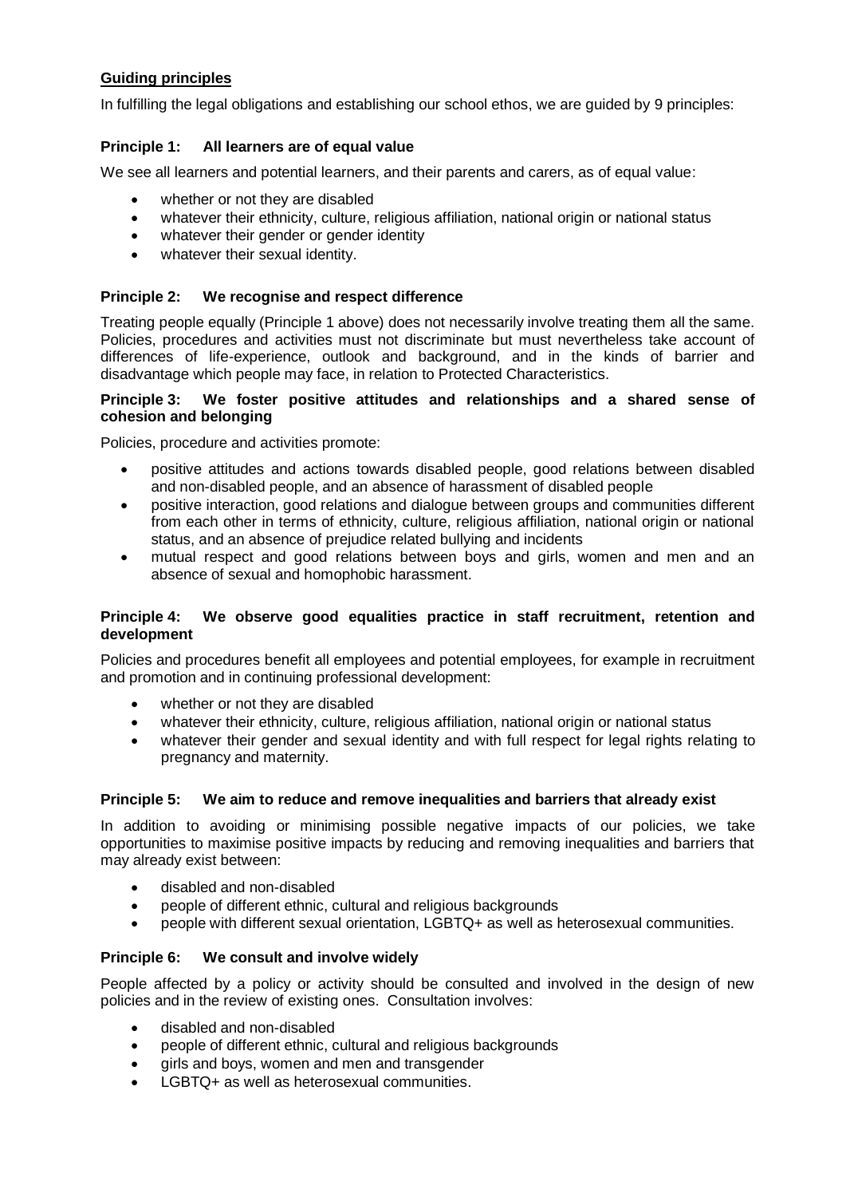## Guiding principles

In fulfilling the legal obligations and establishing our school ethos, we are guided by 9 principles:

### Principle 1: All learners are of equal value

We see all learners and potential learners, and their parents and carers, as of equal value:

- whether or not they are disabled
- whatever their ethnicity, culture, religious affiliation, national origin or national status
- whatever their gender or gender identity
- whatever their sexual identity.

### Principle 2: We recognise and respect difference

Treating people equally (Principle 1 above) does not necessarily involve treating them all the same. Policies, procedures and activities must not discriminate but must nevertheless take account of differences of life-experience, outlook and background, and in the kinds of barrier and disadvantage which people may face, in relation to Protected Characteristics.

### Principle 3: We foster positive attitudes and relationships and a shared sense of cohesion and belonging

Policies, procedure and activities promote:

- positive attitudes and actions towards disabled people, good relations between disabled and non-disabled people, and an absence of harassment of disabled people
- positive interaction, good relations and dialogue between groups and communities different from each other in terms of ethnicity, culture, religious affiliation, national origin or national status, and an absence of prejudice related bullying and incidents
- mutual respect and good relations between boys and girls, women and men and an absence of sexual and homophobic harassment.

### Principle 4: We observe good equalities practice in staff recruitment, retention and development

Policies and procedures benefit all employees and potential employees, for example in recruitment and promotion and in continuing professional development:

- whether or not they are disabled
- whatever their ethnicity, culture, religious affiliation, national origin or national status
- whatever their gender and sexual identity and with full respect for legal rights relating to pregnancy and maternity.

### Principle 5: We aim to reduce and remove inequalities and barriers that already exist

In addition to avoiding or minimising possible negative impacts of our policies, we take opportunities to maximise positive impacts by reducing and removing inequalities and barriers that may already exist between:

- disabled and non-disabled
- people of different ethnic, cultural and religious backgrounds
- people with different sexual orientation, LGBTQ+ as well as heterosexual communities.

### Principle 6: We consult and involve widely

People affected by a policy or activity should be consulted and involved in the design of new policies and in the review of existing ones. Consultation involves:

- disabled and non-disabled
- people of different ethnic, cultural and religious backgrounds
- girls and boys, women and men and transgender
- LGBTQ+ as well as heterosexual communities.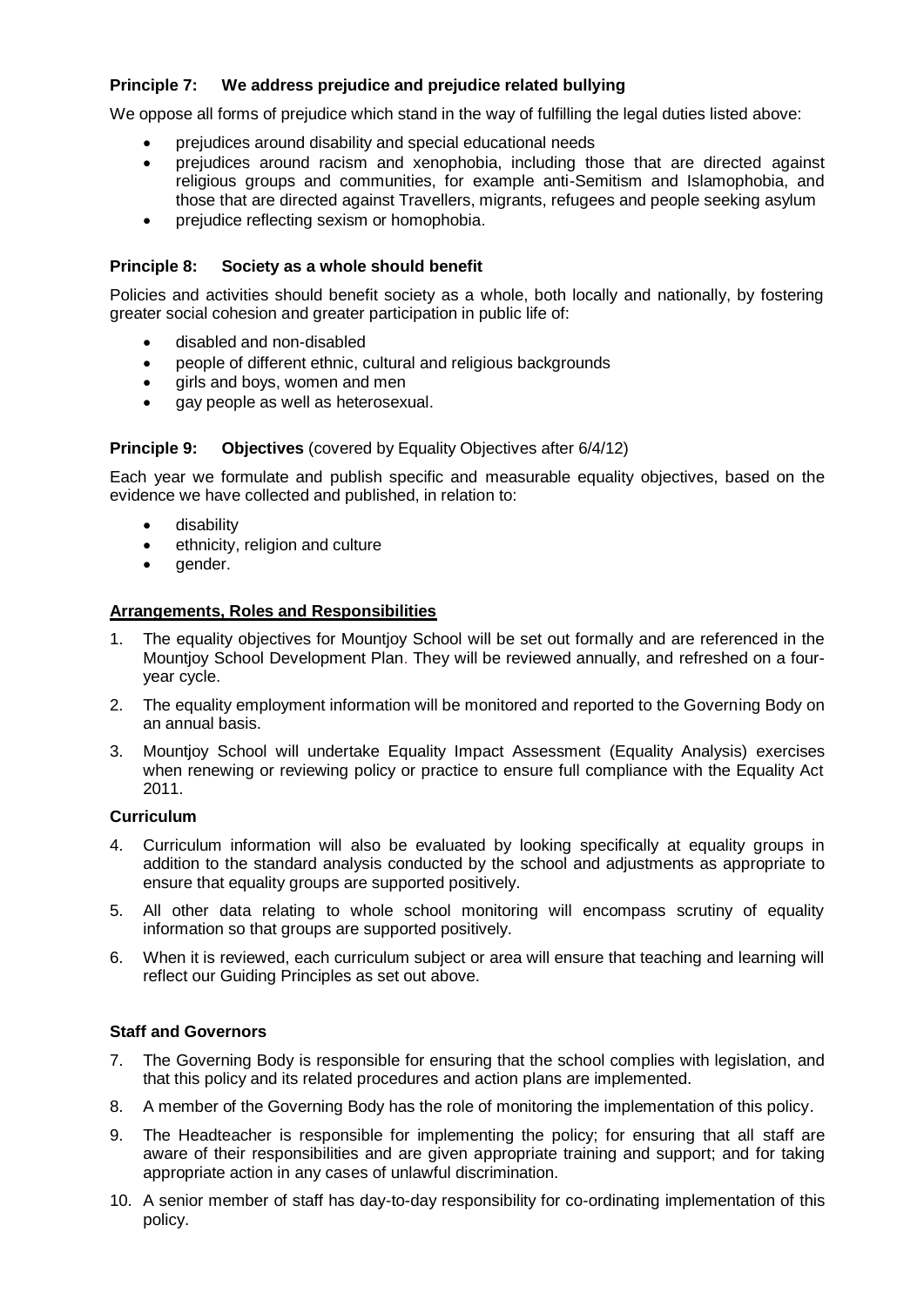### Principle 7: We address prejudice and prejudice related bullying

We oppose all forms of prejudice which stand in the way of fulfilling the legal duties listed above:

- prejudices around disability and special educational needs
- prejudices around racism and xenophobia, including those that are directed against religious groups and communities, for example anti-Semitism and Islamophobia, and those that are directed against Travellers, migrants, refugees and people seeking asylum
- prejudice reflecting sexism or homophobia.

### Principle 8: Society as a whole should benefit

Policies and activities should benefit society as a whole, both locally and nationally, by fostering greater social cohesion and greater participation in public life of:

- disabled and non-disabled
- people of different ethnic, cultural and religious backgrounds
- girls and boys, women and men
- gay people as well as heterosexual.

### Principle 9: Objectives (covered by Equality Objectives after 6/4/12)

Each year we formulate and publish specific and measurable equality objectives, based on the evidence we have collected and published, in relation to:

- disability
- ethnicity, religion and culture
- gender.

## Arrangements, Roles and Responsibilities

1. The equality objectives for Mountjoy School will be set out formally and are referenced in the Mountjoy School Development Plan. They will be reviewed annually, and refreshed on a four-year cycle.
2. The equality employment information will be monitored and reported to the Governing Body on an annual basis.
3. Mountjoy School will undertake Equality Impact Assessment (Equality Analysis) exercises when renewing or reviewing policy or practice to ensure full compliance with the Equality Act 2011.

### Curriculum

4. Curriculum information will also be evaluated by looking specifically at equality groups in addition to the standard analysis conducted by the school and adjustments as appropriate to ensure that equality groups are supported positively.
5. All other data relating to whole school monitoring will encompass scrutiny of equality information so that groups are supported positively.
6. When it is reviewed, each curriculum subject or area will ensure that teaching and learning will reflect our Guiding Principles as set out above.

### Staff and Governors

7. The Governing Body is responsible for ensuring that the school complies with legislation, and that this policy and its related procedures and action plans are implemented.
8. A member of the Governing Body has the role of monitoring the implementation of this policy.
9. The Headteacher is responsible for implementing the policy; for ensuring that all staff are aware of their responsibilities and are given appropriate training and support; and for taking appropriate action in any cases of unlawful discrimination.
10. A senior member of staff has day-to-day responsibility for co-ordinating implementation of this policy.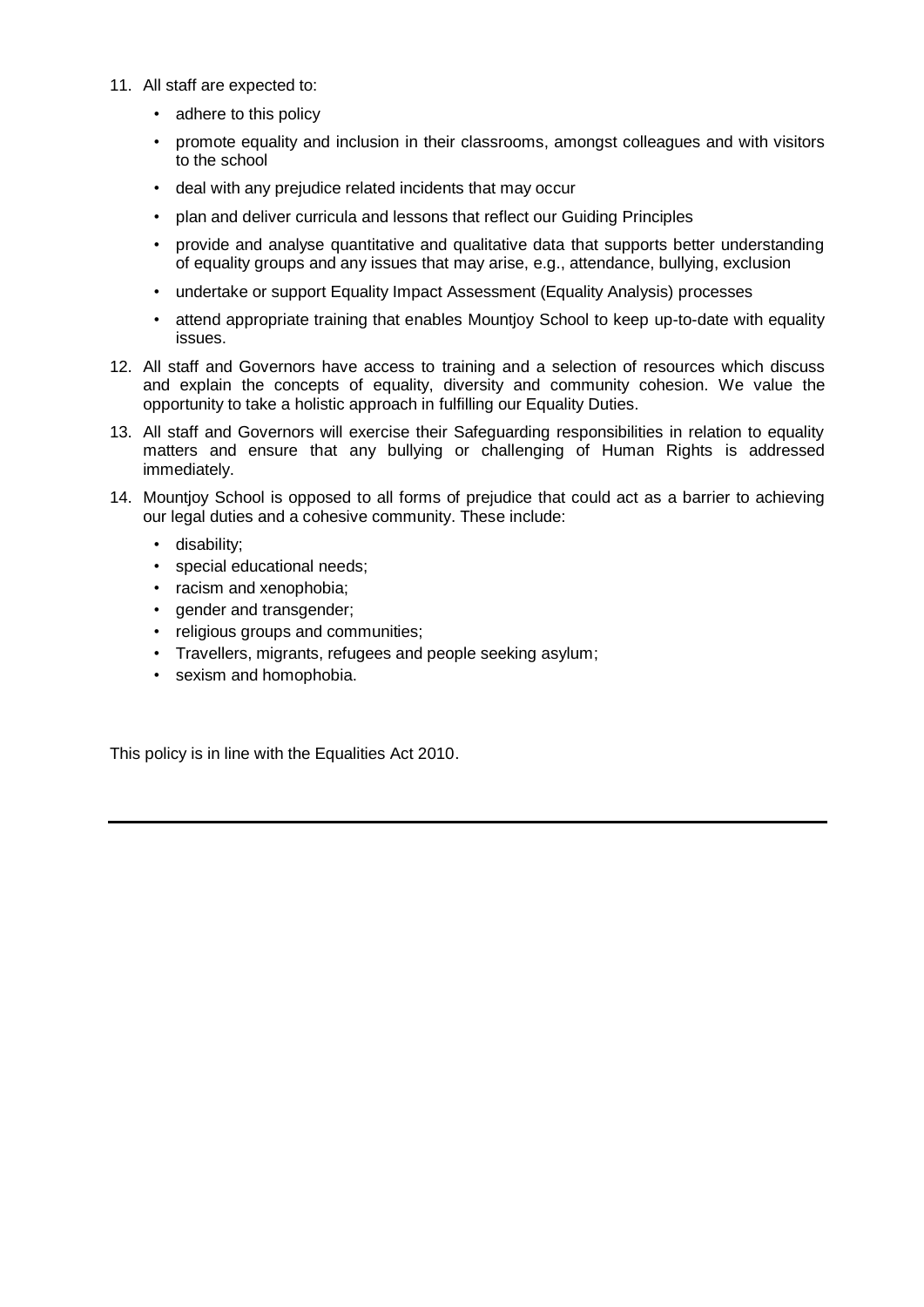11. All staff are expected to:
    - adhere to this policy
    - promote equality and inclusion in their classrooms, amongst colleagues and with visitors to the school
    - deal with any prejudice related incidents that may occur
    - plan and deliver curricula and lessons that reflect our Guiding Principles
    - provide and analyse quantitative and qualitative data that supports better understanding of equality groups and any issues that may arise, e.g., attendance, bullying, exclusion
    - undertake or support Equality Impact Assessment (Equality Analysis) processes
    - attend appropriate training that enables Mountjoy School to keep up-to-date with equality issues.
12. All staff and Governors have access to training and a selection of resources which discuss and explain the concepts of equality, diversity and community cohesion. We value the opportunity to take a holistic approach in fulfilling our Equality Duties.
13. All staff and Governors will exercise their Safeguarding responsibilities in relation to equality matters and ensure that any bullying or challenging of Human Rights is addressed immediately.
14. Mountjoy School is opposed to all forms of prejudice that could act as a barrier to achieving our legal duties and a cohesive community. These include:
    - disability;
    - special educational needs;
    - racism and xenophobia;
    - gender and transgender;
    - religious groups and communities;
    - Travellers, migrants, refugees and people seeking asylum;
    - sexism and homophobia.

This policy is in line with the Equalities Act 2010.